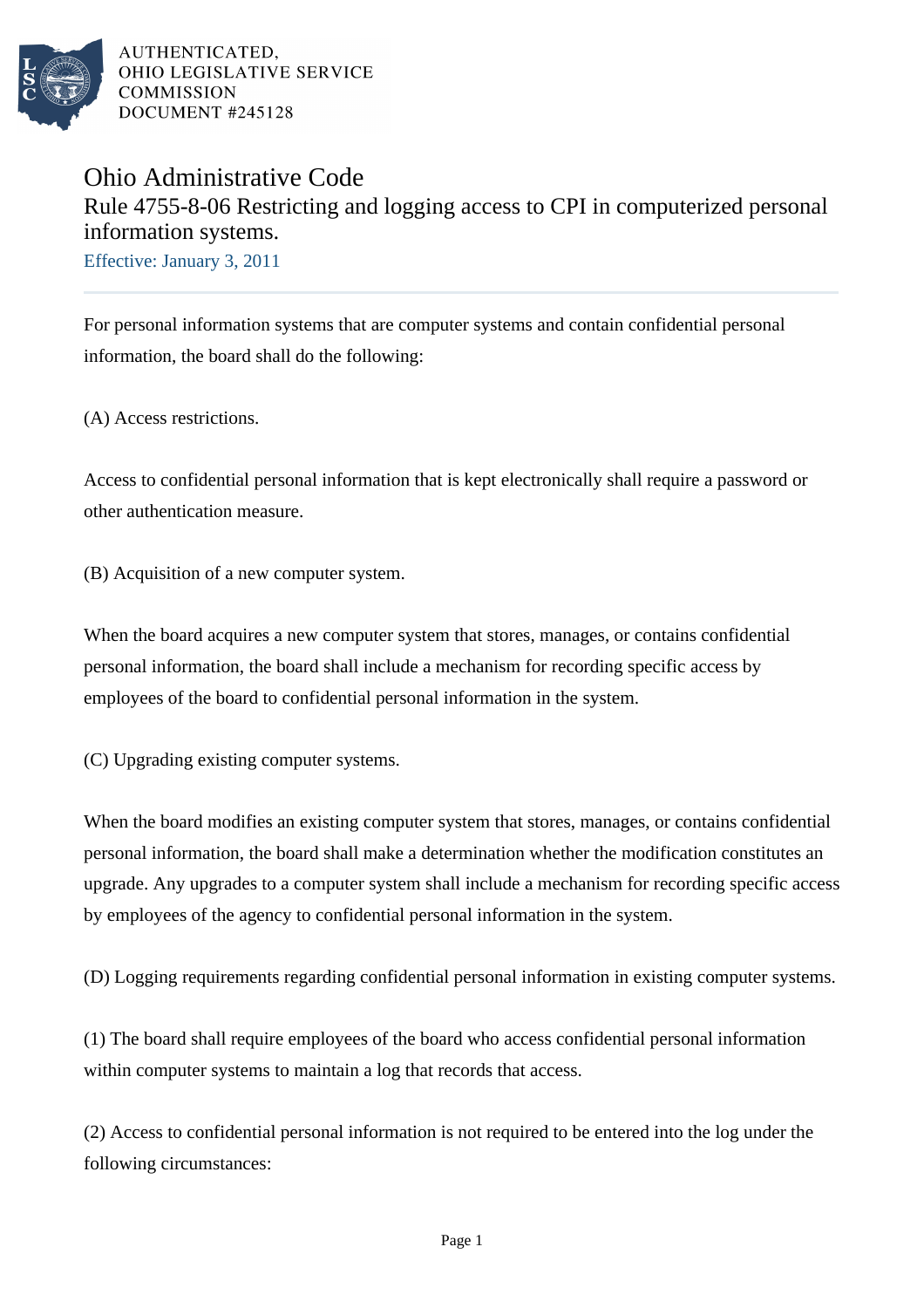AUTHENTICATED,
OHIO LEGISLATIVE SERVICE
COMMISSION
DOCUMENT #245128

# Ohio Administrative Code

## Rule 4755-8-06 Restricting and logging access to CPI in computerized personal information systems.

Effective: January 3, 2011

For personal information systems that are computer systems and contain confidential personal information, the board shall do the following:

(A) Access restrictions.

Access to confidential personal information that is kept electronically shall require a password or other authentication measure.

(B) Acquisition of a new computer system.

When the board acquires a new computer system that stores, manages, or contains confidential personal information, the board shall include a mechanism for recording specific access by employees of the board to confidential personal information in the system.

(C) Upgrading existing computer systems.

When the board modifies an existing computer system that stores, manages, or contains confidential personal information, the board shall make a determination whether the modification constitutes an upgrade. Any upgrades to a computer system shall include a mechanism for recording specific access by employees of the agency to confidential personal information in the system.

(D) Logging requirements regarding confidential personal information in existing computer systems.

(1) The board shall require employees of the board who access confidential personal information within computer systems to maintain a log that records that access.

(2) Access to confidential personal information is not required to be entered into the log under the following circumstances: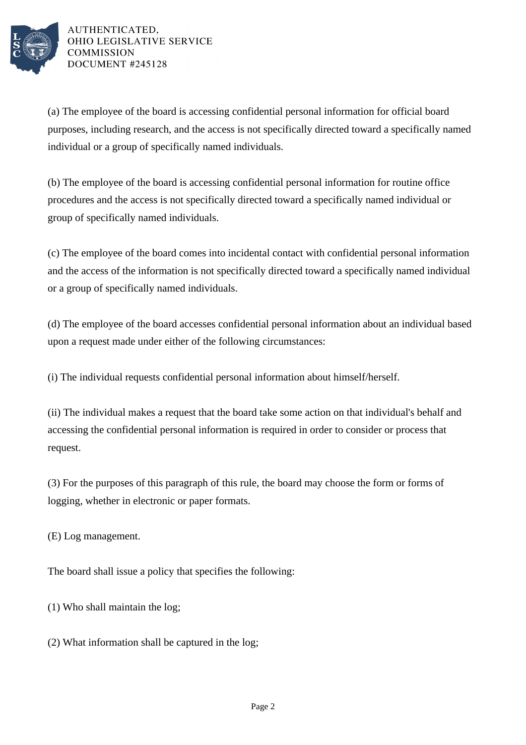(a) The employee of the board is accessing confidential personal information for official board purposes, including research, and the access is not specifically directed toward a specifically named individual or a group of specifically named individuals.

(b) The employee of the board is accessing confidential personal information for routine office procedures and the access is not specifically directed toward a specifically named individual or group of specifically named individuals.

(c) The employee of the board comes into incidental contact with confidential personal information and the access of the information is not specifically directed toward a specifically named individual or a group of specifically named individuals.

(d) The employee of the board accesses confidential personal information about an individual based upon a request made under either of the following circumstances:

(i) The individual requests confidential personal information about himself/herself.

(ii) The individual makes a request that the board take some action on that individual's behalf and accessing the confidential personal information is required in order to consider or process that request.

(3) For the purposes of this paragraph of this rule, the board may choose the form or forms of logging, whether in electronic or paper formats.

(E) Log management.

The board shall issue a policy that specifies the following:

(1) Who shall maintain the log;

(2) What information shall be captured in the log;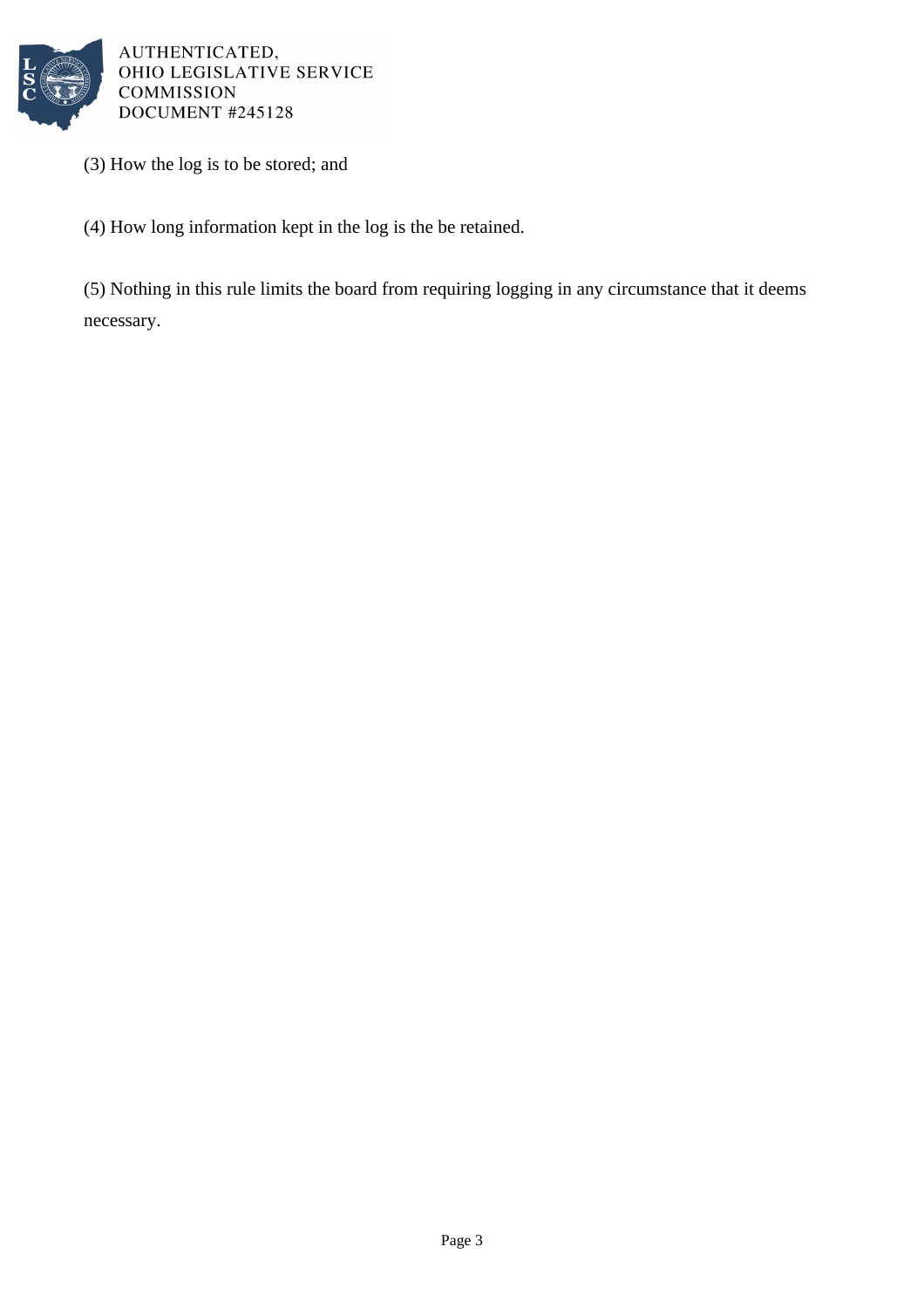(3) How the log is to be stored; and

(4) How long information kept in the log is the be retained.

(5) Nothing in this rule limits the board from requiring logging in any circumstance that it deems necessary.